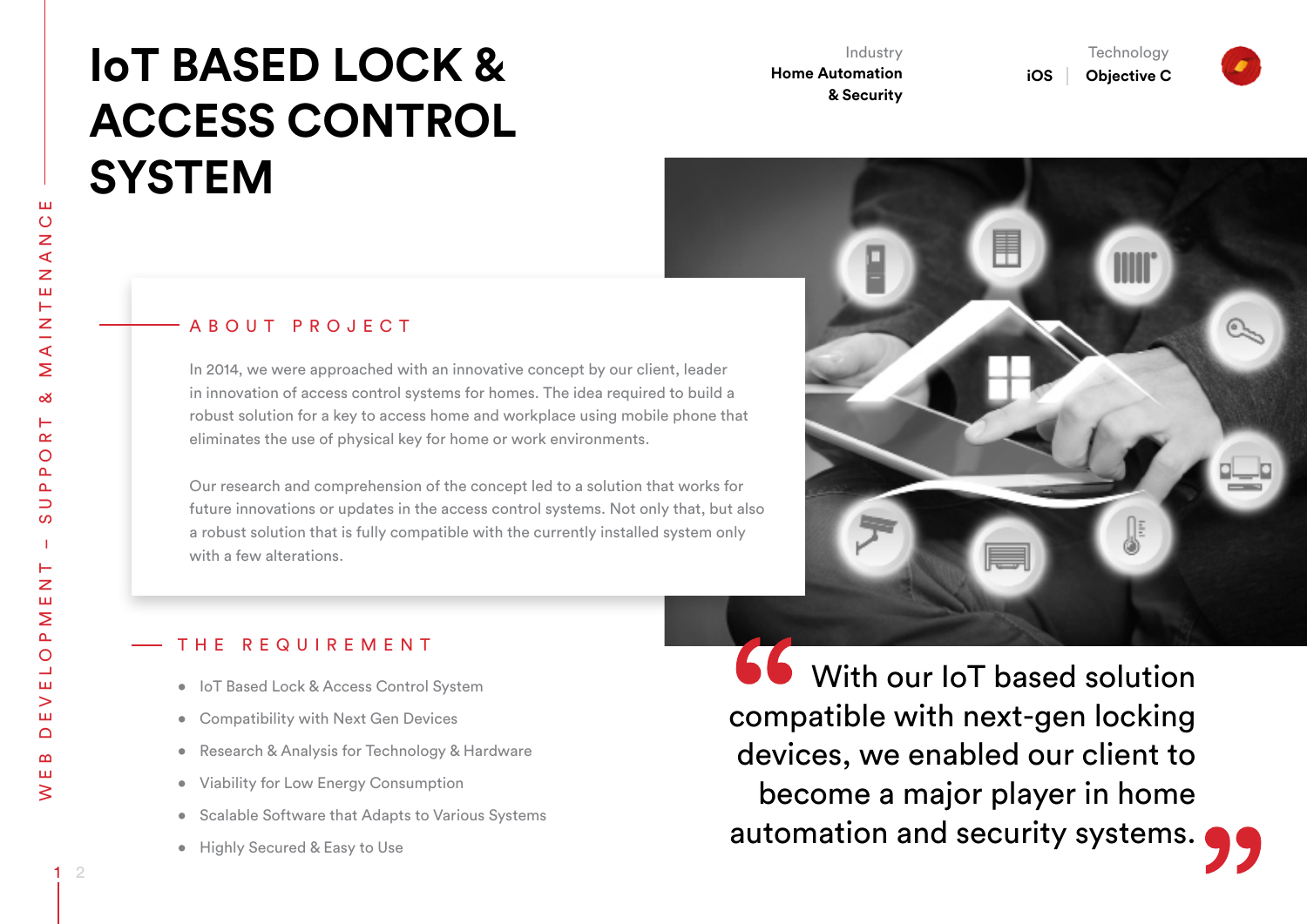# IoT BASED LOCK & ACCESS CONTROL SYSTEM

Industry
**Home Automation & Security**

Technology
**iOS | Objective C**

WEB DEVELOPMENT – SUPPORT & MAINTENANCE

## ABOUT PROJECT

In 2014, we were approached with an innovative concept by our client, leader in innovation of access control systems for homes. The idea required to build a robust solution for a key to access home and workplace using mobile phone that eliminates the use of physical key for home or work environments.

Our research and comprehension of the concept led to a solution that works for future innovations or updates in the access control systems. Not only that, but also a robust solution that is fully compatible with the currently installed system only with a few alterations.

## THE REQUIREMENT

- IoT Based Lock & Access Control System
- Compatibility with Next Gen Devices
- Research & Analysis for Technology & Hardware
- Viability for Low Energy Consumption
- Scalable Software that Adapts to Various Systems
- Highly Secured & Easy to Use

> "With our IoT based solution compatible with next-gen locking devices, we enabled our client to become a major player in home automation and security systems."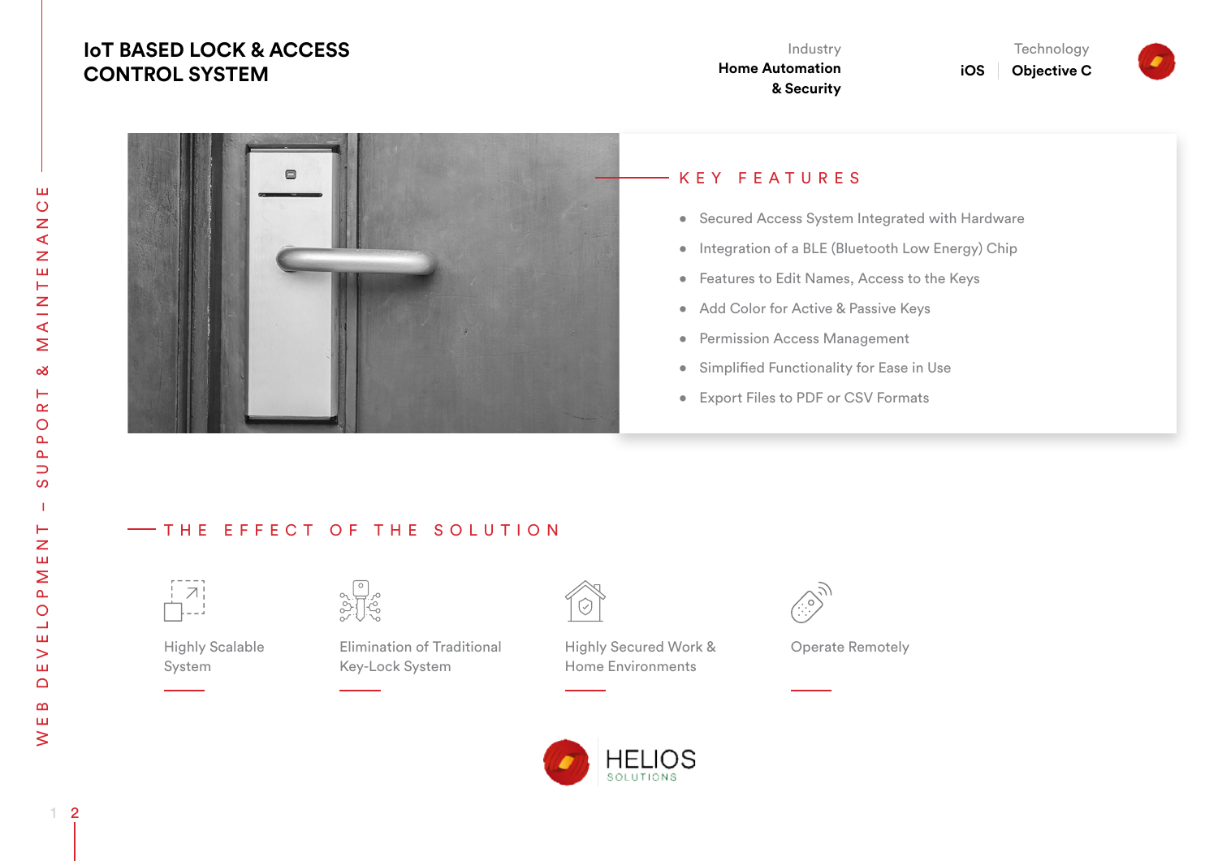# IoT BASED LOCK & ACCESS CONTROL SYSTEM

Industry
**Home Automation & Security**

Technology
**iOS | Objective C**

WEB DEVELOPMENT – SUPPORT & MAINTENANCE

## KEY FEATURES

- Secured Access System Integrated with Hardware
- Integration of a BLE (Bluetooth Low Energy) Chip
- Features to Edit Names, Access to the Keys
- Add Color for Active & Passive Keys
- Permission Access Management
- Simplified Functionality for Ease in Use
- Export Files to PDF or CSV Formats

## THE EFFECT OF THE SOLUTION

- Highly Scalable System
- Elimination of Traditional Key-Lock System
- Highly Secured Work & Home Environments
- Operate Remotely

HELIOS SOLUTIONS